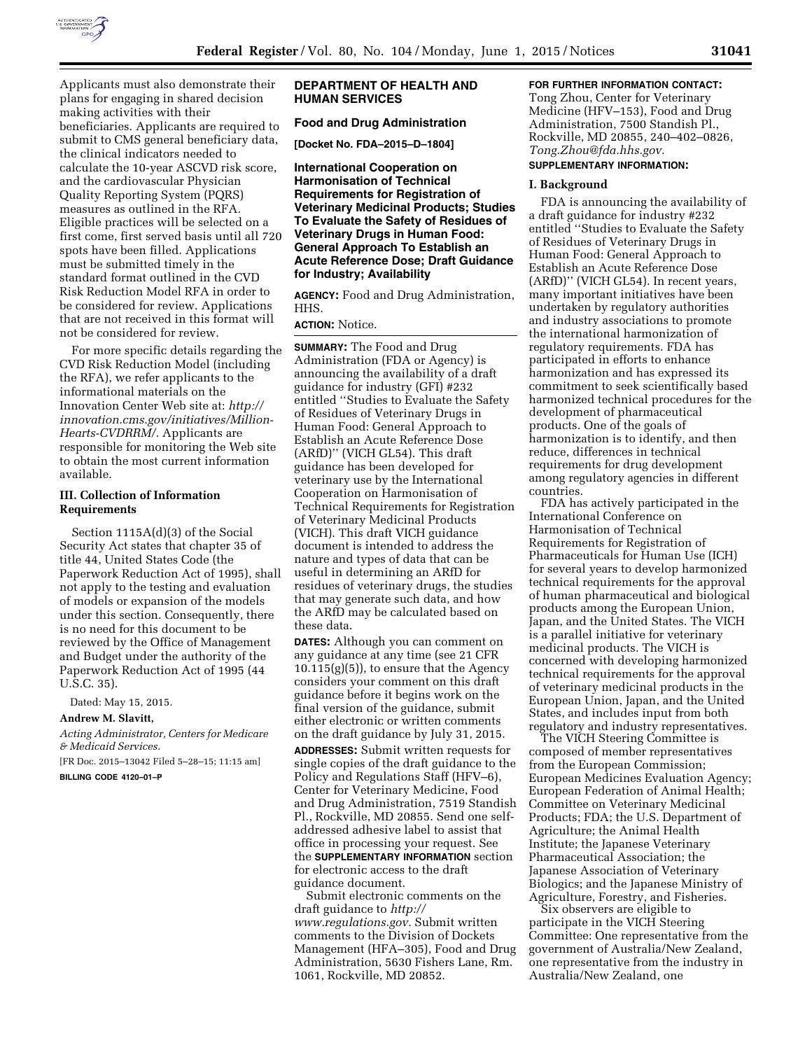Applicants must also demonstrate their plans for engaging in shared decision making activities with their beneficiaries. Applicants are required to submit to CMS general beneficiary data, the clinical indicators needed to calculate the 10-year ASCVD risk score, and the cardiovascular Physician Quality Reporting System (PQRS) measures as outlined in the RFA. Eligible practices will be selected on a first come, first served basis until all 720 spots have been filled. Applications must be submitted timely in the standard format outlined in the CVD Risk Reduction Model RFA in order to be considered for review. Applications that are not received in this format will not be considered for review.

For more specific details regarding the CVD Risk Reduction Model (including the RFA), we refer applicants to the informational materials on the Innovation Center Web site at: *http://innovation.cms.gov/initiatives/Million-Hearts-CVDRRM/.* Applicants are responsible for monitoring the Web site to obtain the most current information available.

### III. Collection of Information Requirements

Section 1115A(d)(3) of the Social Security Act states that chapter 35 of title 44, United States Code (the Paperwork Reduction Act of 1995), shall not apply to the testing and evaluation of models or expansion of the models under this section. Consequently, there is no need for this document to be reviewed by the Office of Management and Budget under the authority of the Paperwork Reduction Act of 1995 (44 U.S.C. 35).

Dated: May 15, 2015.

**Andrew M. Slavitt,**

*Acting Administrator, Centers for Medicare & Medicaid Services.*

[FR Doc. 2015–13042 Filed 5–28–15; 11:15 am]

**BILLING CODE 4120–01–P**

## DEPARTMENT OF HEALTH AND HUMAN SERVICES

### Food and Drug Administration

**[Docket No. FDA–2015–D–1804]**

### International Cooperation on Harmonisation of Technical Requirements for Registration of Veterinary Medicinal Products; Studies To Evaluate the Safety of Residues of Veterinary Drugs in Human Food: General Approach To Establish an Acute Reference Dose; Draft Guidance for Industry; Availability

**AGENCY:** Food and Drug Administration, HHS.

**ACTION:** Notice.

**SUMMARY:** The Food and Drug Administration (FDA or Agency) is announcing the availability of a draft guidance for industry (GFI) #232 entitled ''Studies to Evaluate the Safety of Residues of Veterinary Drugs in Human Food: General Approach to Establish an Acute Reference Dose (ARfD)'' (VICH GL54). This draft guidance has been developed for veterinary use by the International Cooperation on Harmonisation of Technical Requirements for Registration of Veterinary Medicinal Products (VICH). This draft VICH guidance document is intended to address the nature and types of data that can be useful in determining an ARfD for residues of veterinary drugs, the studies that may generate such data, and how the ARfD may be calculated based on these data.

**DATES:** Although you can comment on any guidance at any time (see 21 CFR 10.115(g)(5)), to ensure that the Agency considers your comment on this draft guidance before it begins work on the final version of the guidance, submit either electronic or written comments on the draft guidance by July 31, 2015.

**ADDRESSES:** Submit written requests for single copies of the draft guidance to the Policy and Regulations Staff (HFV–6), Center for Veterinary Medicine, Food and Drug Administration, 7519 Standish Pl., Rockville, MD 20855. Send one self-addressed adhesive label to assist that office in processing your request. See the **SUPPLEMENTARY INFORMATION** section for electronic access to the draft guidance document.

Submit electronic comments on the draft guidance to *http://www.regulations.gov.* Submit written comments to the Division of Dockets Management (HFA–305), Food and Drug Administration, 5630 Fishers Lane, Rm. 1061, Rockville, MD 20852.

**FOR FURTHER INFORMATION CONTACT:** Tong Zhou, Center for Veterinary Medicine (HFV–153), Food and Drug Administration, 7500 Standish Pl., Rockville, MD 20855, 240–402–0826, *Tong.Zhou@fda.hhs.gov.*

**SUPPLEMENTARY INFORMATION:**

### I. Background

FDA is announcing the availability of a draft guidance for industry #232 entitled ''Studies to Evaluate the Safety of Residues of Veterinary Drugs in Human Food: General Approach to Establish an Acute Reference Dose (ARfD)'' (VICH GL54). In recent years, many important initiatives have been undertaken by regulatory authorities and industry associations to promote the international harmonization of regulatory requirements. FDA has participated in efforts to enhance harmonization and has expressed its commitment to seek scientifically based harmonized technical procedures for the development of pharmaceutical products. One of the goals of harmonization is to identify, and then reduce, differences in technical requirements for drug development among regulatory agencies in different countries.

FDA has actively participated in the International Conference on Harmonisation of Technical Requirements for Registration of Pharmaceuticals for Human Use (ICH) for several years to develop harmonized technical requirements for the approval of human pharmaceutical and biological products among the European Union, Japan, and the United States. The VICH is a parallel initiative for veterinary medicinal products. The VICH is concerned with developing harmonized technical requirements for the approval of veterinary medicinal products in the European Union, Japan, and the United States, and includes input from both regulatory and industry representatives.

The VICH Steering Committee is composed of member representatives from the European Commission; European Medicines Evaluation Agency; European Federation of Animal Health; Committee on Veterinary Medicinal Products; FDA; the U.S. Department of Agriculture; the Animal Health Institute; the Japanese Veterinary Pharmaceutical Association; the Japanese Association of Veterinary Biologics; and the Japanese Ministry of Agriculture, Forestry, and Fisheries.

Six observers are eligible to participate in the VICH Steering Committee: One representative from the government of Australia/New Zealand, one representative from the industry in Australia/New Zealand, one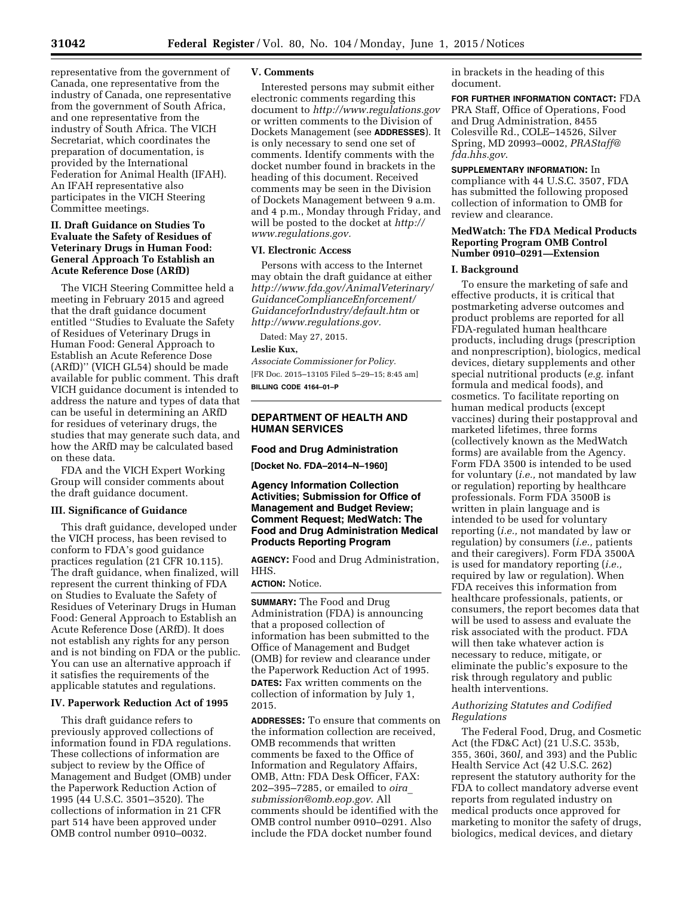representative from the government of Canada, one representative from the industry of Canada, one representative from the government of South Africa, and one representative from the industry of South Africa. The VICH Secretariat, which coordinates the preparation of documentation, is provided by the International Federation for Animal Health (IFAH). An IFAH representative also participates in the VICH Steering Committee meetings.

### II. Draft Guidance on Studies To Evaluate the Safety of Residues of Veterinary Drugs in Human Food: General Approach To Establish an Acute Reference Dose (ARfD)

The VICH Steering Committee held a meeting in February 2015 and agreed that the draft guidance document entitled ''Studies to Evaluate the Safety of Residues of Veterinary Drugs in Human Food: General Approach to Establish an Acute Reference Dose (ARfD)'' (VICH GL54) should be made available for public comment. This draft VICH guidance document is intended to address the nature and types of data that can be useful in determining an ARfD for residues of veterinary drugs, the studies that may generate such data, and how the ARfD may be calculated based on these data.

FDA and the VICH Expert Working Group will consider comments about the draft guidance document.

### III. Significance of Guidance

This draft guidance, developed under the VICH process, has been revised to conform to FDA's good guidance practices regulation (21 CFR 10.115). The draft guidance, when finalized, will represent the current thinking of FDA on Studies to Evaluate the Safety of Residues of Veterinary Drugs in Human Food: General Approach to Establish an Acute Reference Dose (ARfD). It does not establish any rights for any person and is not binding on FDA or the public. You can use an alternative approach if it satisfies the requirements of the applicable statutes and regulations.

### IV. Paperwork Reduction Act of 1995

This draft guidance refers to previously approved collections of information found in FDA regulations. These collections of information are subject to review by the Office of Management and Budget (OMB) under the Paperwork Reduction Action of 1995 (44 U.S.C. 3501–3520). The collections of information in 21 CFR part 514 have been approved under OMB control number 0910–0032.

### V. Comments

Interested persons may submit either electronic comments regarding this document to *http://www.regulations.gov* or written comments to the Division of Dockets Management (see **ADDRESSES**). It is only necessary to send one set of comments. Identify comments with the docket number found in brackets in the heading of this document. Received comments may be seen in the Division of Dockets Management between 9 a.m. and 4 p.m., Monday through Friday, and will be posted to the docket at *http://www.regulations.gov.*

### VI. Electronic Access

Persons with access to the Internet may obtain the draft guidance at either *http://www.fda.gov/AnimalVeterinary/GuidanceComplianceEnforcement/GuidanceforIndustry/default.htm* or *http://www.regulations.gov.*

Dated: May 27, 2015.

**Leslie Kux,**

*Associate Commissioner for Policy.*

[FR Doc. 2015–13105 Filed 5–29–15; 8:45 am]

**BILLING CODE 4164–01–P**

---

## DEPARTMENT OF HEALTH AND HUMAN SERVICES

### Food and Drug Administration

**[Docket No. FDA–2014–N–1960]**

## Agency Information Collection Activities; Submission for Office of Management and Budget Review; Comment Request; MedWatch: The Food and Drug Administration Medical Products Reporting Program

**AGENCY:** Food and Drug Administration, HHS.

**ACTION:** Notice.

**SUMMARY:** The Food and Drug Administration (FDA) is announcing that a proposed collection of information has been submitted to the Office of Management and Budget (OMB) for review and clearance under the Paperwork Reduction Act of 1995.

**DATES:** Fax written comments on the collection of information by July 1, 2015.

**ADDRESSES:** To ensure that comments on the information collection are received, OMB recommends that written comments be faxed to the Office of Information and Regulatory Affairs, OMB, Attn: FDA Desk Officer, FAX: 202–395–7285, or emailed to *oira_submission@omb.eop.gov*. All comments should be identified with the OMB control number 0910–0291. Also include the FDA docket number found in brackets in the heading of this document.

**FOR FURTHER INFORMATION CONTACT:** FDA PRA Staff, Office of Operations, Food and Drug Administration, 8455 Colesville Rd., COLE–14526, Silver Spring, MD 20993–0002, *PRAStaff@fda.hhs.gov*.

**SUPPLEMENTARY INFORMATION:** In compliance with 44 U.S.C. 3507, FDA has submitted the following proposed collection of information to OMB for review and clearance.

### MedWatch: The FDA Medical Products Reporting Program OMB Control Number 0910–0291—Extension

### I. Background

To ensure the marketing of safe and effective products, it is critical that postmarketing adverse outcomes and product problems are reported for all FDA-regulated human healthcare products, including drugs (prescription and nonprescription), biologics, medical devices, dietary supplements and other special nutritional products (*e.g.* infant formula and medical foods), and cosmetics. To facilitate reporting on human medical products (except vaccines) during their postapproval and marketed lifetimes, three forms (collectively known as the MedWatch forms) are available from the Agency. Form FDA 3500 is intended to be used for voluntary (*i.e.,* not mandated by law or regulation) reporting by healthcare professionals. Form FDA 3500B is written in plain language and is intended to be used for voluntary reporting (*i.e.,* not mandated by law or regulation) by consumers (*i.e.,* patients and their caregivers). Form FDA 3500A is used for mandatory reporting (*i.e.,* required by law or regulation). When FDA receives this information from healthcare professionals, patients, or consumers, the report becomes data that will be used to assess and evaluate the risk associated with the product. FDA will then take whatever action is necessary to reduce, mitigate, or eliminate the public's exposure to the risk through regulatory and public health interventions.

#### *Authorizing Statutes and Codified Regulations*

The Federal Food, Drug, and Cosmetic Act (the FD&C Act) (21 U.S.C. 353b, 355, 360i, 360*l,* and 393) and the Public Health Service Act (42 U.S.C. 262) represent the statutory authority for the FDA to collect mandatory adverse event reports from regulated industry on medical products once approved for marketing to monitor the safety of drugs, biologics, medical devices, and dietary